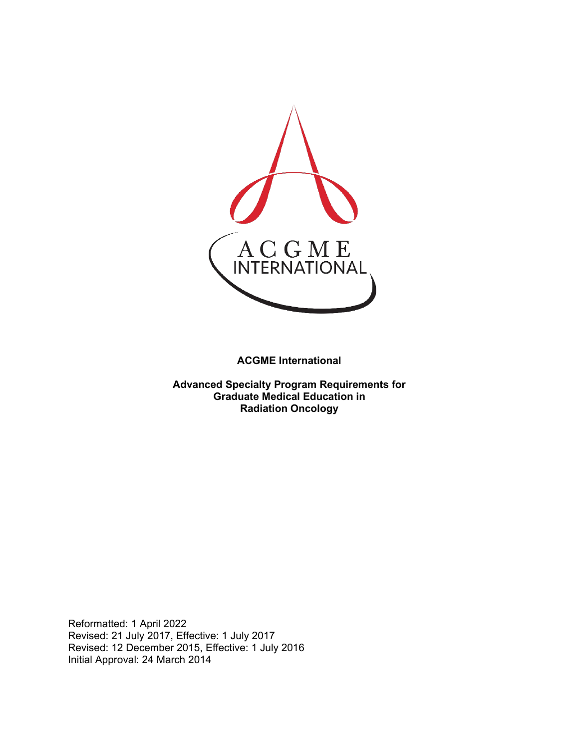ACGME International

**Advanced Specialty Program Requirements for Graduate Medical Education in Radiation Oncology**

Reformatted: 1 April 2022
Revised: 21 July 2017, Effective: 1 July 2017
Revised: 12 December 2015, Effective: 1 July 2016
Initial Approval: 24 March 2014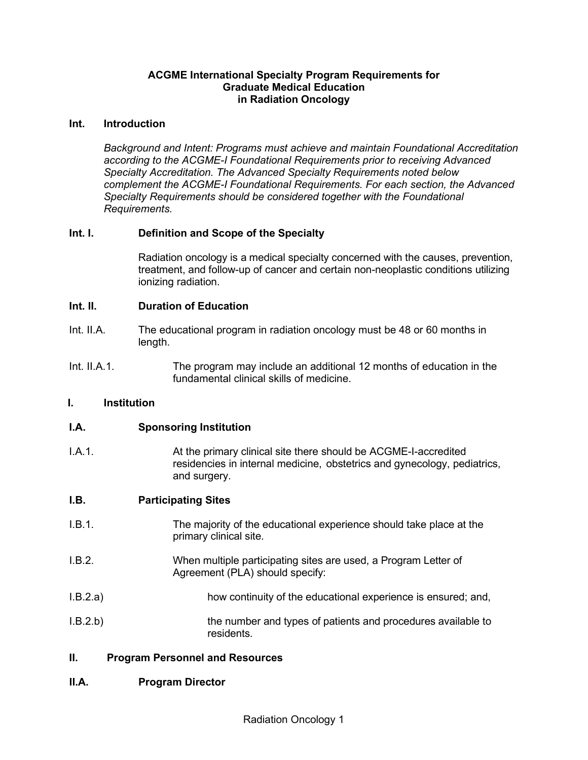**ACGME International Specialty Program Requirements for Graduate Medical Education in Radiation Oncology**

**Int. Introduction**

*Background and Intent: Programs must achieve and maintain Foundational Accreditation according to the ACGME-I Foundational Requirements prior to receiving Advanced Specialty Accreditation. The Advanced Specialty Requirements noted below complement the ACGME-I Foundational Requirements. For each section, the Advanced Specialty Requirements should be considered together with the Foundational Requirements.*

**Int. I. Definition and Scope of the Specialty**

Radiation oncology is a medical specialty concerned with the causes, prevention, treatment, and follow-up of cancer and certain non-neoplastic conditions utilizing ionizing radiation.

**Int. II. Duration of Education**

Int. II.A. The educational program in radiation oncology must be 48 or 60 months in length.

Int. II.A.1. The program may include an additional 12 months of education in the fundamental clinical skills of medicine.

**I. Institution**

**I.A. Sponsoring Institution**

I.A.1. At the primary clinical site there should be ACGME-I-accredited residencies in internal medicine, obstetrics and gynecology, pediatrics, and surgery.

**I.B. Participating Sites**

I.B.1. The majority of the educational experience should take place at the primary clinical site.

I.B.2. When multiple participating sites are used, a Program Letter of Agreement (PLA) should specify:

I.B.2.a) how continuity of the educational experience is ensured; and,

I.B.2.b) the number and types of patients and procedures available to residents.

**II. Program Personnel and Resources**

**II.A. Program Director**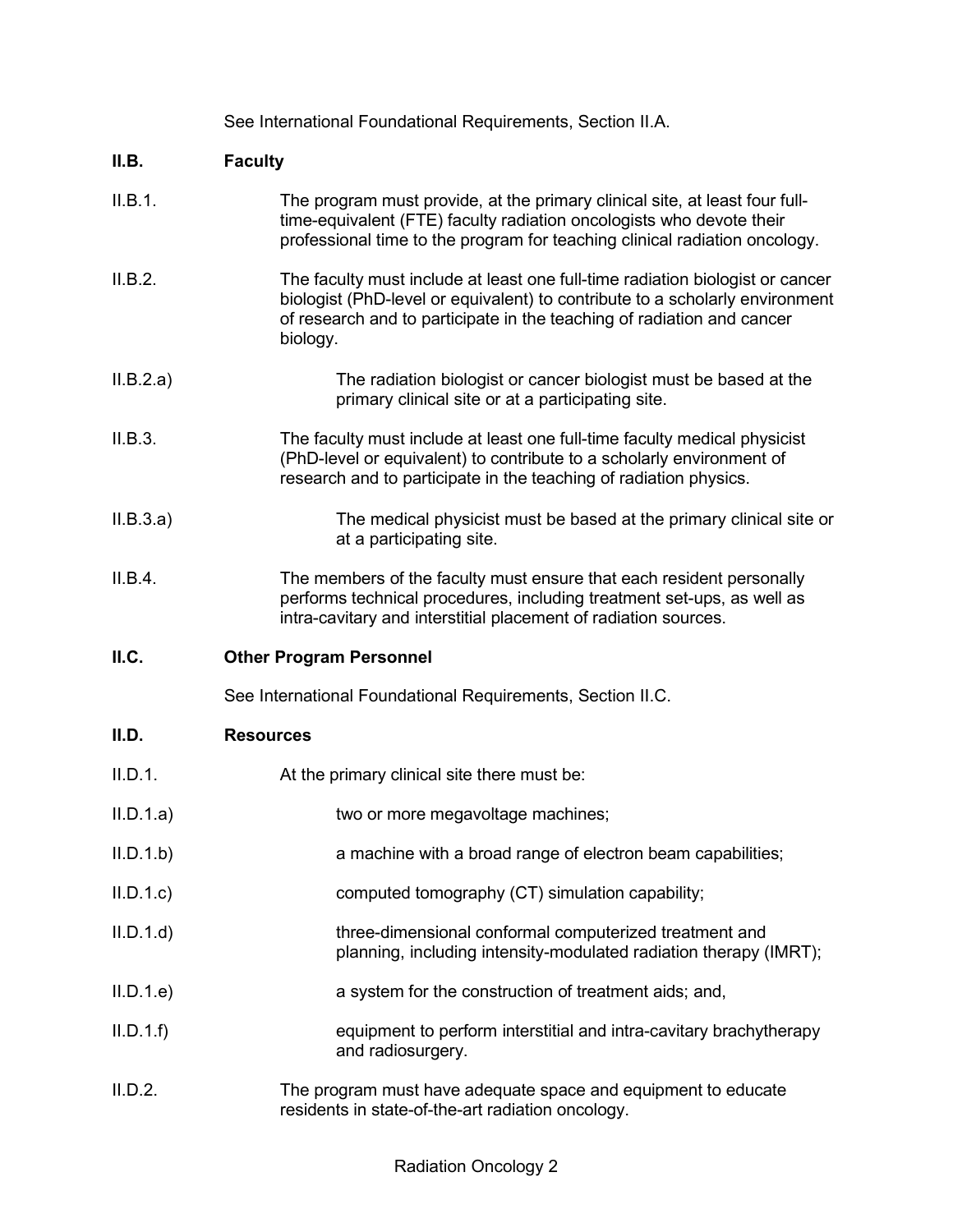See International Foundational Requirements, Section II.A.

**II.B. Faculty**

II.B.1. The program must provide, at the primary clinical site, at least four full-time-equivalent (FTE) faculty radiation oncologists who devote their professional time to the program for teaching clinical radiation oncology.

II.B.2. The faculty must include at least one full-time radiation biologist or cancer biologist (PhD-level or equivalent) to contribute to a scholarly environment of research and to participate in the teaching of radiation and cancer biology.

II.B.2.a) The radiation biologist or cancer biologist must be based at the primary clinical site or at a participating site.

II.B.3. The faculty must include at least one full-time faculty medical physicist (PhD-level or equivalent) to contribute to a scholarly environment of research and to participate in the teaching of radiation physics.

II.B.3.a) The medical physicist must be based at the primary clinical site or at a participating site.

II.B.4. The members of the faculty must ensure that each resident personally performs technical procedures, including treatment set-ups, as well as intra-cavitary and interstitial placement of radiation sources.

**II.C. Other Program Personnel**

See International Foundational Requirements, Section II.C.

**II.D. Resources**

II.D.1. At the primary clinical site there must be:

II.D.1.a) two or more megavoltage machines;

II.D.1.b) a machine with a broad range of electron beam capabilities;

II.D.1.c) computed tomography (CT) simulation capability;

II.D.1.d) three-dimensional conformal computerized treatment and planning, including intensity-modulated radiation therapy (IMRT);

II.D.1.e) a system for the construction of treatment aids; and,

II.D.1.f) equipment to perform interstitial and intra-cavitary brachytherapy and radiosurgery.

II.D.2. The program must have adequate space and equipment to educate residents in state-of-the-art radiation oncology.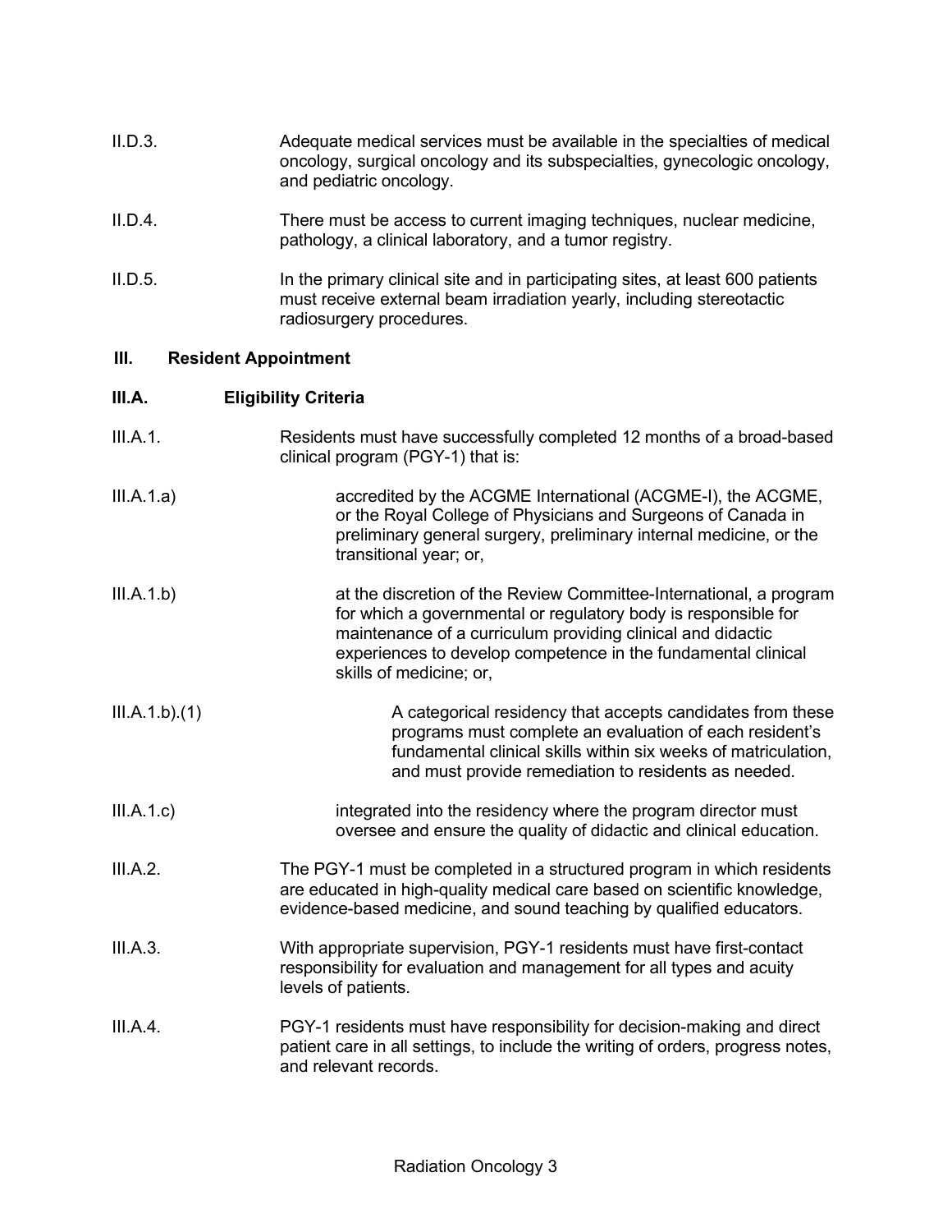II.D.3. Adequate medical services must be available in the specialties of medical oncology, surgical oncology and its subspecialties, gynecologic oncology, and pediatric oncology.

II.D.4. There must be access to current imaging techniques, nuclear medicine, pathology, a clinical laboratory, and a tumor registry.

II.D.5. In the primary clinical site and in participating sites, at least 600 patients must receive external beam irradiation yearly, including stereotactic radiosurgery procedures.

## III. Resident Appointment

### III.A. Eligibility Criteria

III.A.1. Residents must have successfully completed 12 months of a broad-based clinical program (PGY-1) that is:

III.A.1.a) accredited by the ACGME International (ACGME-I), the ACGME, or the Royal College of Physicians and Surgeons of Canada in preliminary general surgery, preliminary internal medicine, or the transitional year; or,

III.A.1.b) at the discretion of the Review Committee-International, a program for which a governmental or regulatory body is responsible for maintenance of a curriculum providing clinical and didactic experiences to develop competence in the fundamental clinical skills of medicine; or,

III.A.1.b).(1) A categorical residency that accepts candidates from these programs must complete an evaluation of each resident's fundamental clinical skills within six weeks of matriculation, and must provide remediation to residents as needed.

III.A.1.c) integrated into the residency where the program director must oversee and ensure the quality of didactic and clinical education.

III.A.2. The PGY-1 must be completed in a structured program in which residents are educated in high-quality medical care based on scientific knowledge, evidence-based medicine, and sound teaching by qualified educators.

III.A.3. With appropriate supervision, PGY-1 residents must have first-contact responsibility for evaluation and management for all types and acuity levels of patients.

III.A.4. PGY-1 residents must have responsibility for decision-making and direct patient care in all settings, to include the writing of orders, progress notes, and relevant records.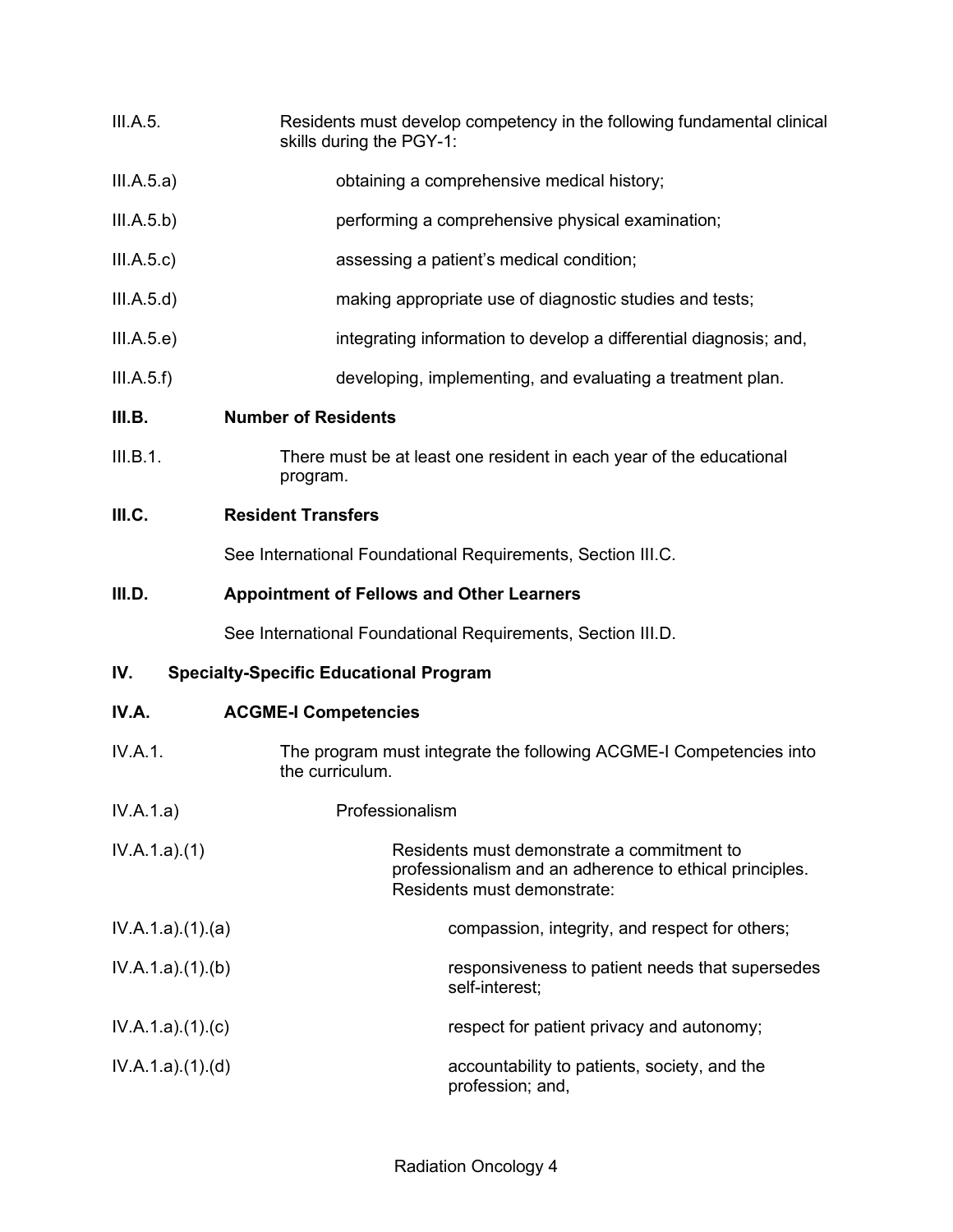III.A.5. Residents must develop competency in the following fundamental clinical skills during the PGY-1:

III.A.5.a) obtaining a comprehensive medical history;

III.A.5.b) performing a comprehensive physical examination;

III.A.5.c) assessing a patient's medical condition;

III.A.5.d) making appropriate use of diagnostic studies and tests;

III.A.5.e) integrating information to develop a differential diagnosis; and,

III.A.5.f) developing, implementing, and evaluating a treatment plan.

**III.B. Number of Residents**

III.B.1. There must be at least one resident in each year of the educational program.

**III.C. Resident Transfers**

See International Foundational Requirements, Section III.C.

**III.D. Appointment of Fellows and Other Learners**

See International Foundational Requirements, Section III.D.

**IV. Specialty-Specific Educational Program**

**IV.A. ACGME-I Competencies**

IV.A.1. The program must integrate the following ACGME-I Competencies into the curriculum.

IV.A.1.a) Professionalism

IV.A.1.a).(1) Residents must demonstrate a commitment to professionalism and an adherence to ethical principles. Residents must demonstrate:

IV.A.1.a).(1).(a) compassion, integrity, and respect for others;

IV.A.1.a).(1).(b) responsiveness to patient needs that supersedes self-interest;

IV.A.1.a).(1).(c) respect for patient privacy and autonomy;

IV.A.1.a).(1).(d) accountability to patients, society, and the profession; and,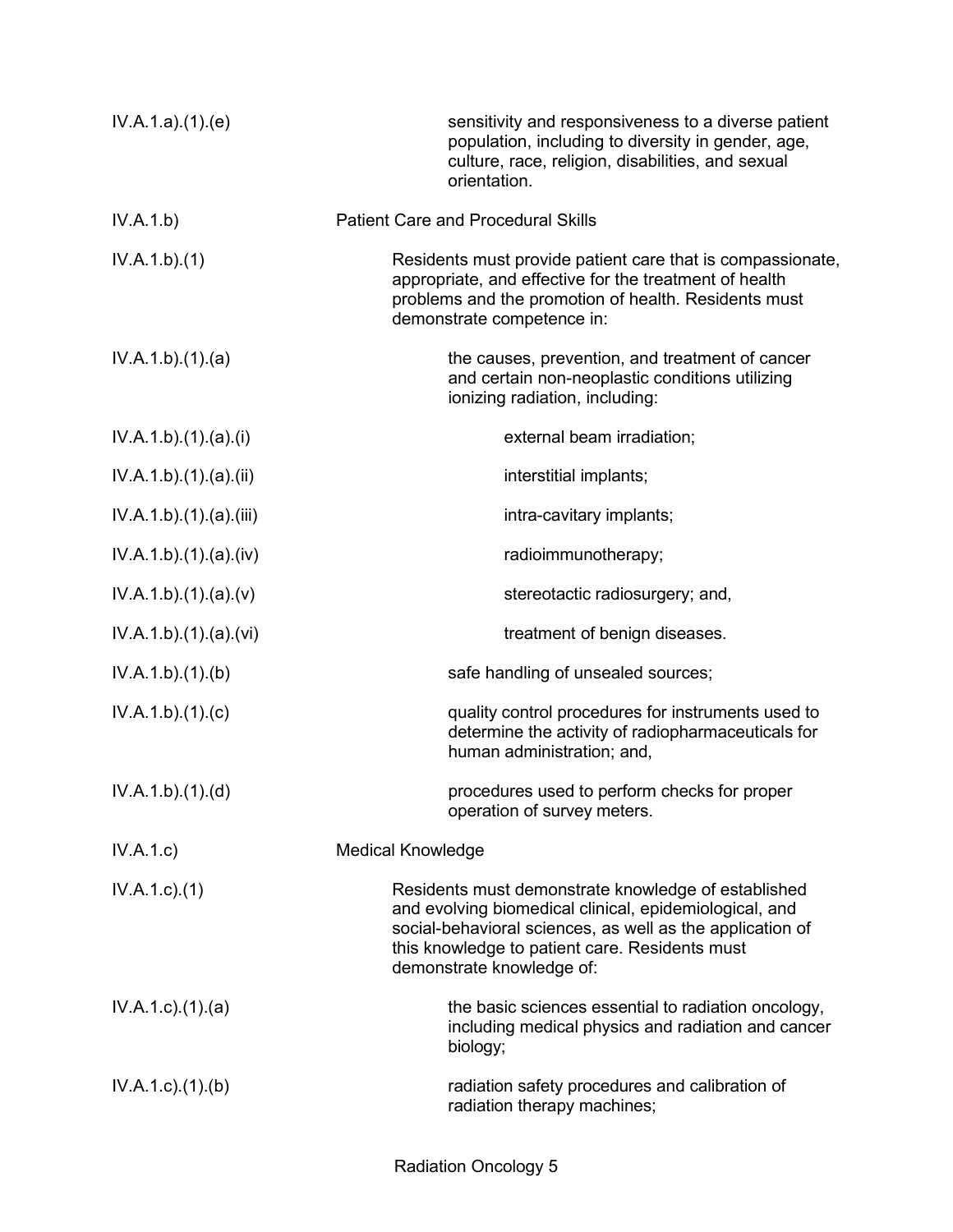| | |
|---|---|
| IV.A.1.a).(1).(e) | sensitivity and responsiveness to a diverse patient population, including to diversity in gender, age, culture, race, religion, disabilities, and sexual orientation. |
| IV.A.1.b) | Patient Care and Procedural Skills |
| IV.A.1.b).(1) | Residents must provide patient care that is compassionate, appropriate, and effective for the treatment of health problems and the promotion of health. Residents must demonstrate competence in: |
| IV.A.1.b).(1).(a) | the causes, prevention, and treatment of cancer and certain non-neoplastic conditions utilizing ionizing radiation, including: |
| IV.A.1.b).(1).(a).(i) | external beam irradiation; |
| IV.A.1.b).(1).(a).(ii) | interstitial implants; |
| IV.A.1.b).(1).(a).(iii) | intra-cavitary implants; |
| IV.A.1.b).(1).(a).(iv) | radioimmunotherapy; |
| IV.A.1.b).(1).(a).(v) | stereotactic radiosurgery; and, |
| IV.A.1.b).(1).(a).(vi) | treatment of benign diseases. |
| IV.A.1.b).(1).(b) | safe handling of unsealed sources; |
| IV.A.1.b).(1).(c) | quality control procedures for instruments used to determine the activity of radiopharmaceuticals for human administration; and, |
| IV.A.1.b).(1).(d) | procedures used to perform checks for proper operation of survey meters. |
| IV.A.1.c) | Medical Knowledge |
| IV.A.1.c).(1) | Residents must demonstrate knowledge of established and evolving biomedical clinical, epidemiological, and social-behavioral sciences, as well as the application of this knowledge to patient care. Residents must demonstrate knowledge of: |
| IV.A.1.c).(1).(a) | the basic sciences essential to radiation oncology, including medical physics and radiation and cancer biology; |
| IV.A.1.c).(1).(b) | radiation safety procedures and calibration of radiation therapy machines; |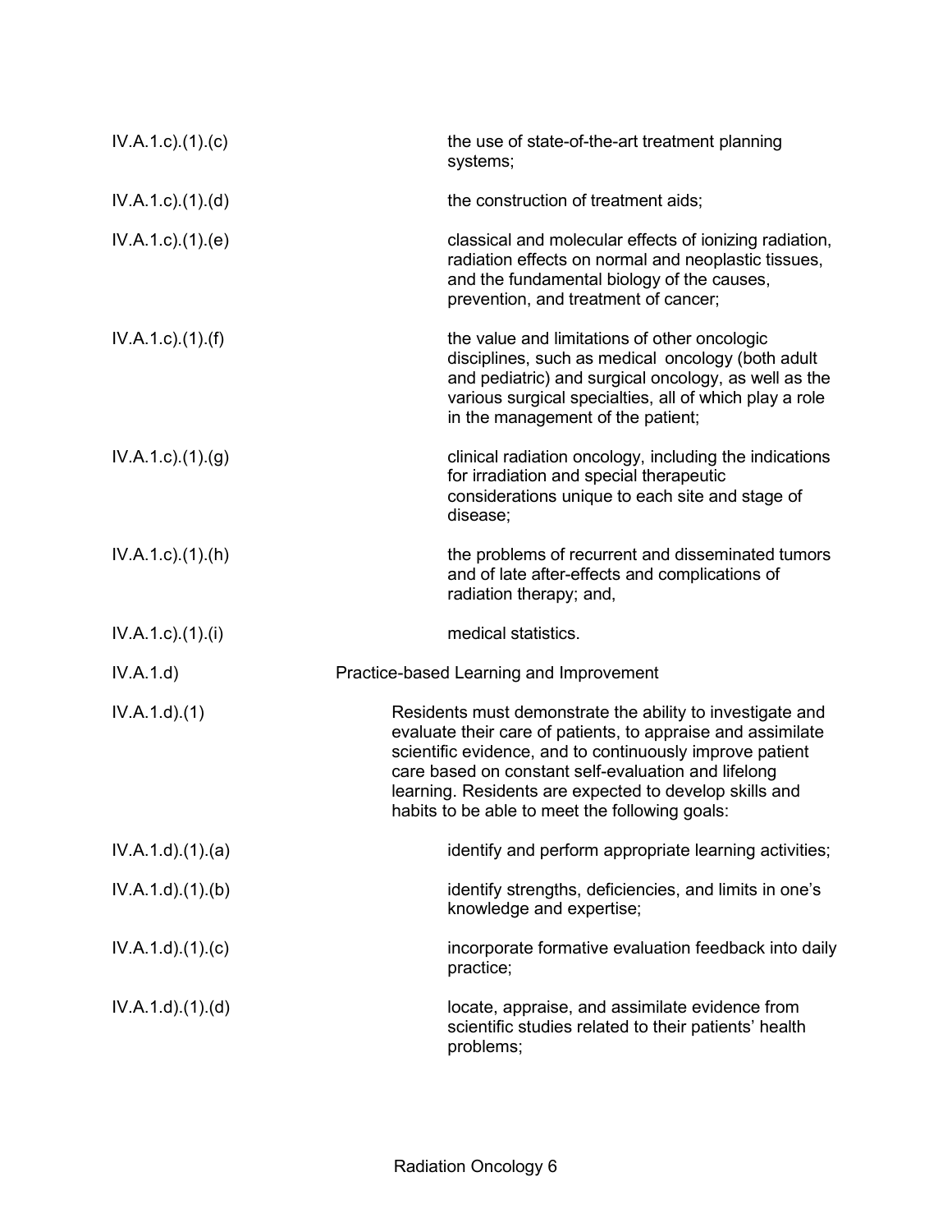| | |
|---|---|
| IV.A.1.c).(1).(c) | the use of state-of-the-art treatment planning systems; |
| IV.A.1.c).(1).(d) | the construction of treatment aids; |
| IV.A.1.c).(1).(e) | classical and molecular effects of ionizing radiation, radiation effects on normal and neoplastic tissues, and the fundamental biology of the causes, prevention, and treatment of cancer; |
| IV.A.1.c).(1).(f) | the value and limitations of other oncologic disciplines, such as medical oncology (both adult and pediatric) and surgical oncology, as well as the various surgical specialties, all of which play a role in the management of the patient; |
| IV.A.1.c).(1).(g) | clinical radiation oncology, including the indications for irradiation and special therapeutic considerations unique to each site and stage of disease; |
| IV.A.1.c).(1).(h) | the problems of recurrent and disseminated tumors and of late after-effects and complications of radiation therapy; and, |
| IV.A.1.c).(1).(i) | medical statistics. |
| IV.A.1.d) | Practice-based Learning and Improvement |
| IV.A.1.d).(1) | Residents must demonstrate the ability to investigate and evaluate their care of patients, to appraise and assimilate scientific evidence, and to continuously improve patient care based on constant self-evaluation and lifelong learning. Residents are expected to develop skills and habits to be able to meet the following goals: |
| IV.A.1.d).(1).(a) | identify and perform appropriate learning activities; |
| IV.A.1.d).(1).(b) | identify strengths, deficiencies, and limits in one's knowledge and expertise; |
| IV.A.1.d).(1).(c) | incorporate formative evaluation feedback into daily practice; |
| IV.A.1.d).(1).(d) | locate, appraise, and assimilate evidence from scientific studies related to their patients' health problems; |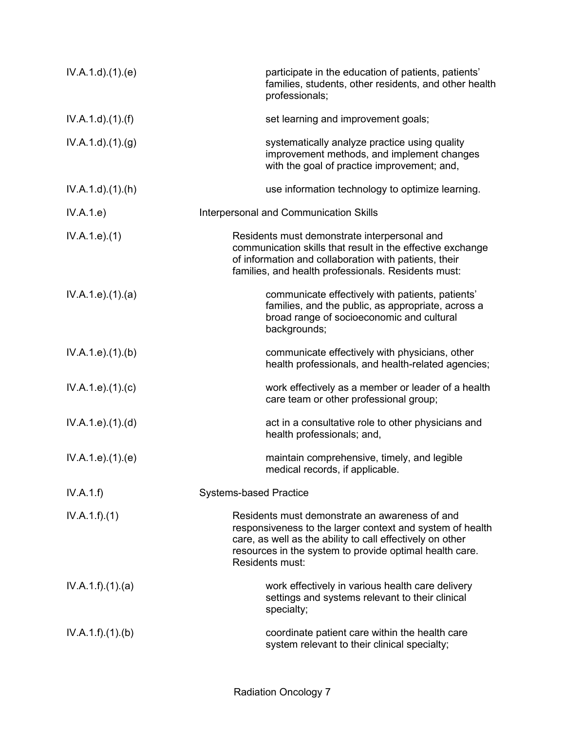| | |
|---|---|
| IV.A.1.d).(1).(e) | participate in the education of patients, patients' families, students, other residents, and other health professionals; |
| IV.A.1.d).(1).(f) | set learning and improvement goals; |
| IV.A.1.d).(1).(g) | systematically analyze practice using quality improvement methods, and implement changes with the goal of practice improvement; and, |
| IV.A.1.d).(1).(h) | use information technology to optimize learning. |
| IV.A.1.e) | Interpersonal and Communication Skills |
| IV.A.1.e).(1) | Residents must demonstrate interpersonal and communication skills that result in the effective exchange of information and collaboration with patients, their families, and health professionals. Residents must: |
| IV.A.1.e).(1).(a) | communicate effectively with patients, patients' families, and the public, as appropriate, across a broad range of socioeconomic and cultural backgrounds; |
| IV.A.1.e).(1).(b) | communicate effectively with physicians, other health professionals, and health-related agencies; |
| IV.A.1.e).(1).(c) | work effectively as a member or leader of a health care team or other professional group; |
| IV.A.1.e).(1).(d) | act in a consultative role to other physicians and health professionals; and, |
| IV.A.1.e).(1).(e) | maintain comprehensive, timely, and legible medical records, if applicable. |
| IV.A.1.f) | Systems-based Practice |
| IV.A.1.f).(1) | Residents must demonstrate an awareness of and responsiveness to the larger context and system of health care, as well as the ability to call effectively on other resources in the system to provide optimal health care. Residents must: |
| IV.A.1.f).(1).(a) | work effectively in various health care delivery settings and systems relevant to their clinical specialty; |
| IV.A.1.f).(1).(b) | coordinate patient care within the health care system relevant to their clinical specialty; |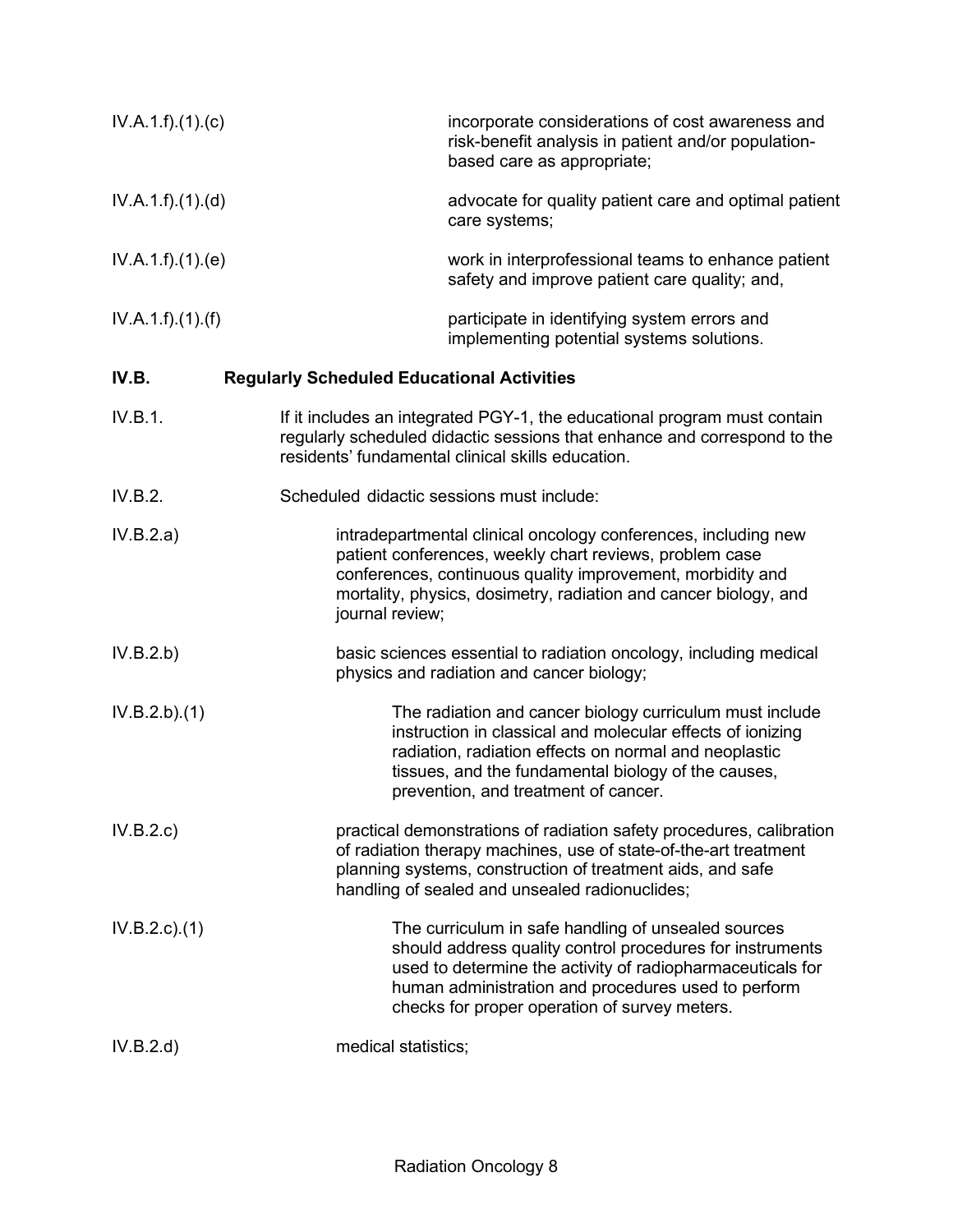IV.A.1.f).(1).(c) incorporate considerations of cost awareness and risk-benefit analysis in patient and/or population-based care as appropriate;

IV.A.1.f).(1).(d) advocate for quality patient care and optimal patient care systems;

IV.A.1.f).(1).(e) work in interprofessional teams to enhance patient safety and improve patient care quality; and,

IV.A.1.f).(1).(f) participate in identifying system errors and implementing potential systems solutions.

**IV.B. Regularly Scheduled Educational Activities**

IV.B.1. If it includes an integrated PGY-1, the educational program must contain regularly scheduled didactic sessions that enhance and correspond to the residents' fundamental clinical skills education.

IV.B.2. Scheduled didactic sessions must include:

IV.B.2.a) intradepartmental clinical oncology conferences, including new patient conferences, weekly chart reviews, problem case conferences, continuous quality improvement, morbidity and mortality, physics, dosimetry, radiation and cancer biology, and journal review;

IV.B.2.b) basic sciences essential to radiation oncology, including medical physics and radiation and cancer biology;

IV.B.2.b).(1) The radiation and cancer biology curriculum must include instruction in classical and molecular effects of ionizing radiation, radiation effects on normal and neoplastic tissues, and the fundamental biology of the causes, prevention, and treatment of cancer.

IV.B.2.c) practical demonstrations of radiation safety procedures, calibration of radiation therapy machines, use of state-of-the-art treatment planning systems, construction of treatment aids, and safe handling of sealed and unsealed radionuclides;

IV.B.2.c).(1) The curriculum in safe handling of unsealed sources should address quality control procedures for instruments used to determine the activity of radiopharmaceuticals for human administration and procedures used to perform checks for proper operation of survey meters.

IV.B.2.d) medical statistics;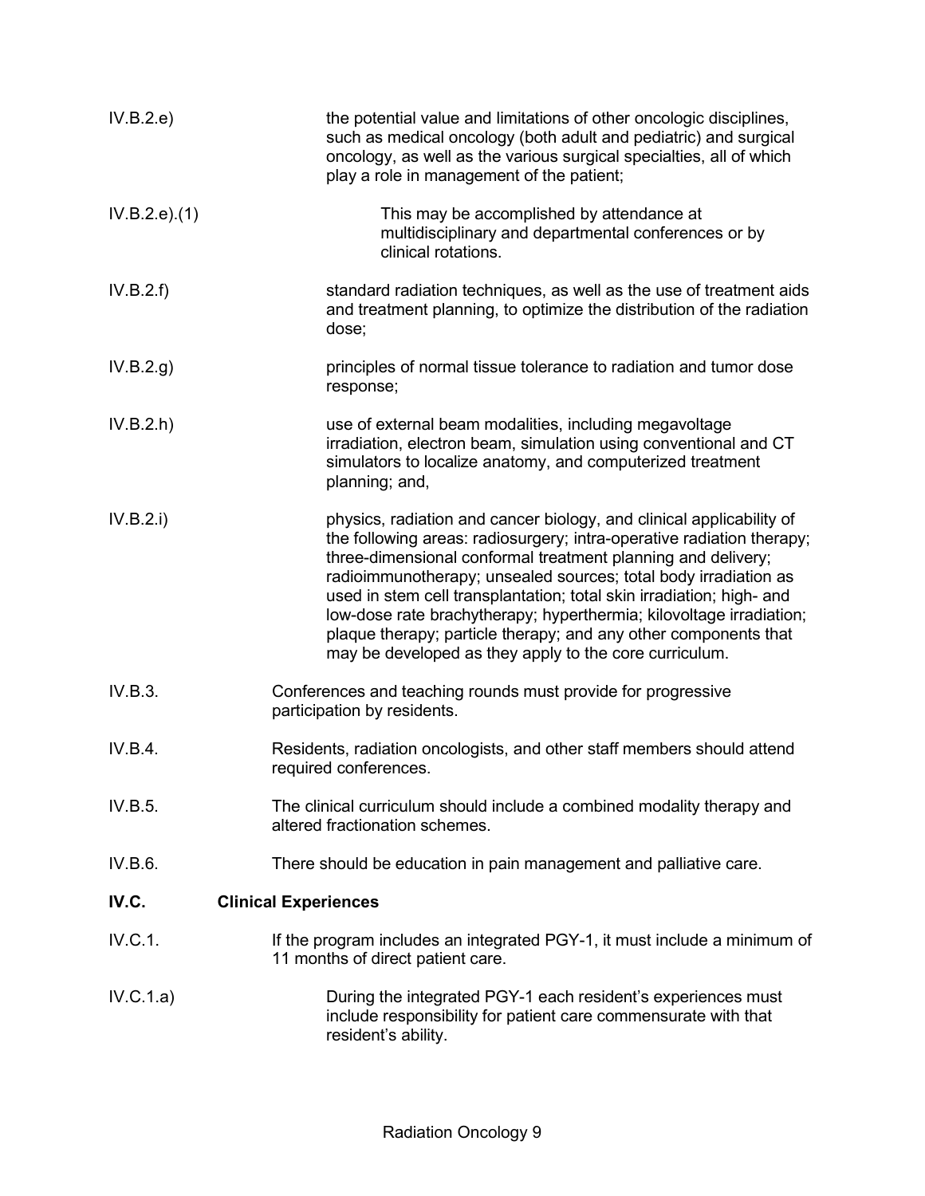IV.B.2.e) the potential value and limitations of other oncologic disciplines, such as medical oncology (both adult and pediatric) and surgical oncology, as well as the various surgical specialties, all of which play a role in management of the patient;

IV.B.2.e).(1) This may be accomplished by attendance at multidisciplinary and departmental conferences or by clinical rotations.

IV.B.2.f) standard radiation techniques, as well as the use of treatment aids and treatment planning, to optimize the distribution of the radiation dose;

IV.B.2.g) principles of normal tissue tolerance to radiation and tumor dose response;

IV.B.2.h) use of external beam modalities, including megavoltage irradiation, electron beam, simulation using conventional and CT simulators to localize anatomy, and computerized treatment planning; and,

IV.B.2.i) physics, radiation and cancer biology, and clinical applicability of the following areas: radiosurgery; intra-operative radiation therapy; three-dimensional conformal treatment planning and delivery; radioimmunotherapy; unsealed sources; total body irradiation as used in stem cell transplantation; total skin irradiation; high- and low-dose rate brachytherapy; hyperthermia; kilovoltage irradiation; plaque therapy; particle therapy; and any other components that may be developed as they apply to the core curriculum.

IV.B.3. Conferences and teaching rounds must provide for progressive participation by residents.

IV.B.4. Residents, radiation oncologists, and other staff members should attend required conferences.

IV.B.5. The clinical curriculum should include a combined modality therapy and altered fractionation schemes.

IV.B.6. There should be education in pain management and palliative care.

## IV.C. Clinical Experiences

IV.C.1. If the program includes an integrated PGY-1, it must include a minimum of 11 months of direct patient care.

IV.C.1.a) During the integrated PGY-1 each resident's experiences must include responsibility for patient care commensurate with that resident's ability.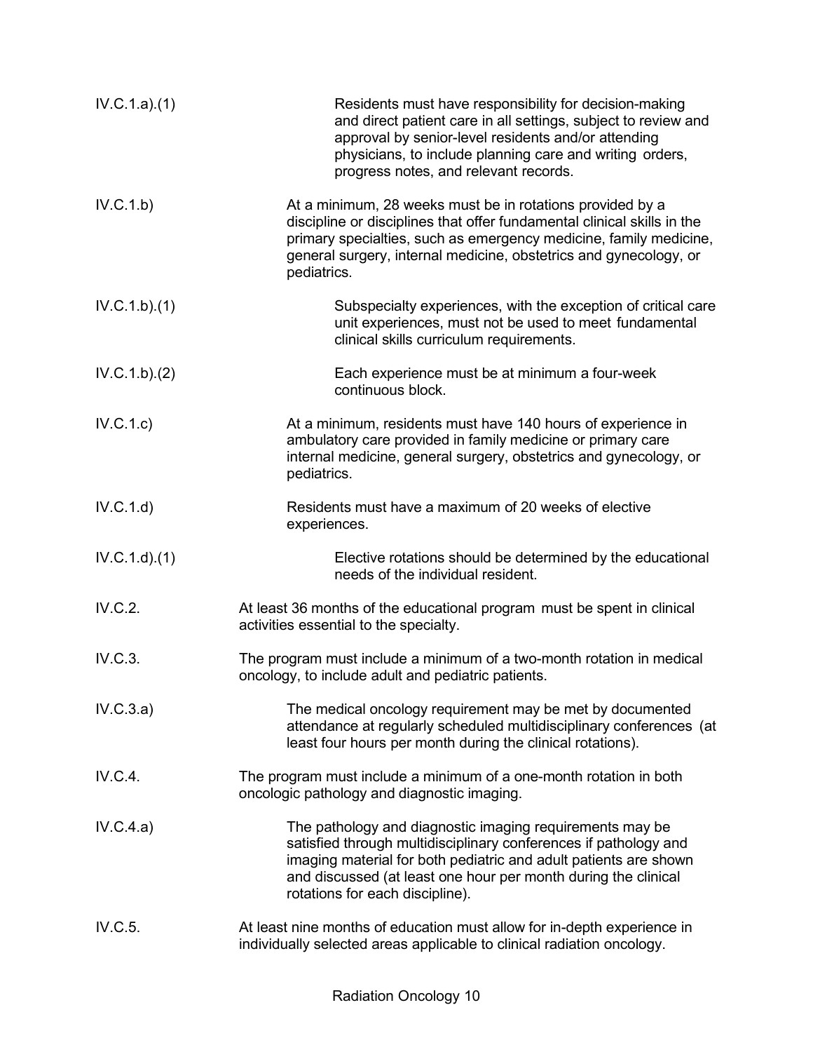| | |
|---|---|
| IV.C.1.a).(1) | Residents must have responsibility for decision-making and direct patient care in all settings, subject to review and approval by senior-level residents and/or attending physicians, to include planning care and writing orders, progress notes, and relevant records. |
| IV.C.1.b) | At a minimum, 28 weeks must be in rotations provided by a discipline or disciplines that offer fundamental clinical skills in the primary specialties, such as emergency medicine, family medicine, general surgery, internal medicine, obstetrics and gynecology, or pediatrics. |
| IV.C.1.b).(1) | Subspecialty experiences, with the exception of critical care unit experiences, must not be used to meet fundamental clinical skills curriculum requirements. |
| IV.C.1.b).(2) | Each experience must be at minimum a four-week continuous block. |
| IV.C.1.c) | At a minimum, residents must have 140 hours of experience in ambulatory care provided in family medicine or primary care internal medicine, general surgery, obstetrics and gynecology, or pediatrics. |
| IV.C.1.d) | Residents must have a maximum of 20 weeks of elective experiences. |
| IV.C.1.d).(1) | Elective rotations should be determined by the educational needs of the individual resident. |
| IV.C.2. | At least 36 months of the educational program must be spent in clinical activities essential to the specialty. |
| IV.C.3. | The program must include a minimum of a two-month rotation in medical oncology, to include adult and pediatric patients. |
| IV.C.3.a) | The medical oncology requirement may be met by documented attendance at regularly scheduled multidisciplinary conferences (at least four hours per month during the clinical rotations). |
| IV.C.4. | The program must include a minimum of a one-month rotation in both oncologic pathology and diagnostic imaging. |
| IV.C.4.a) | The pathology and diagnostic imaging requirements may be satisfied through multidisciplinary conferences if pathology and imaging material for both pediatric and adult patients are shown and discussed (at least one hour per month during the clinical rotations for each discipline). |
| IV.C.5. | At least nine months of education must allow for in-depth experience in individually selected areas applicable to clinical radiation oncology. |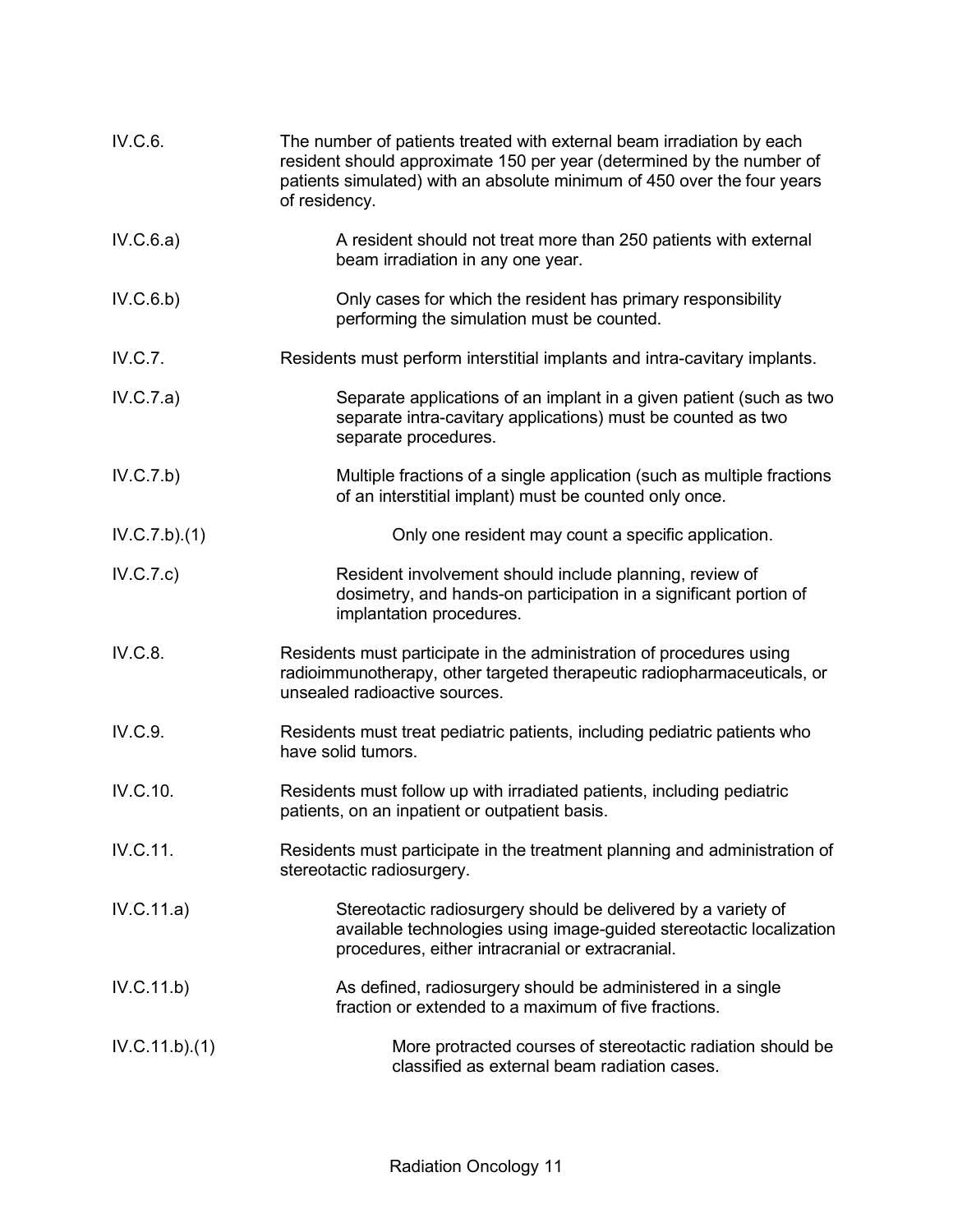| | |
|---|---|
| IV.C.6. | The number of patients treated with external beam irradiation by each resident should approximate 150 per year (determined by the number of patients simulated) with an absolute minimum of 450 over the four years of residency. |
| IV.C.6.a) | A resident should not treat more than 250 patients with external beam irradiation in any one year. |
| IV.C.6.b) | Only cases for which the resident has primary responsibility performing the simulation must be counted. |
| IV.C.7. | Residents must perform interstitial implants and intra-cavitary implants. |
| IV.C.7.a) | Separate applications of an implant in a given patient (such as two separate intra-cavitary applications) must be counted as two separate procedures. |
| IV.C.7.b) | Multiple fractions of a single application (such as multiple fractions of an interstitial implant) must be counted only once. |
| IV.C.7.b).(1) | Only one resident may count a specific application. |
| IV.C.7.c) | Resident involvement should include planning, review of dosimetry, and hands-on participation in a significant portion of implantation procedures. |
| IV.C.8. | Residents must participate in the administration of procedures using radioimmunotherapy, other targeted therapeutic radiopharmaceuticals, or unsealed radioactive sources. |
| IV.C.9. | Residents must treat pediatric patients, including pediatric patients who have solid tumors. |
| IV.C.10. | Residents must follow up with irradiated patients, including pediatric patients, on an inpatient or outpatient basis. |
| IV.C.11. | Residents must participate in the treatment planning and administration of stereotactic radiosurgery. |
| IV.C.11.a) | Stereotactic radiosurgery should be delivered by a variety of available technologies using image-guided stereotactic localization procedures, either intracranial or extracranial. |
| IV.C.11.b) | As defined, radiosurgery should be administered in a single fraction or extended to a maximum of five fractions. |
| IV.C.11.b).(1) | More protracted courses of stereotactic radiation should be classified as external beam radiation cases. |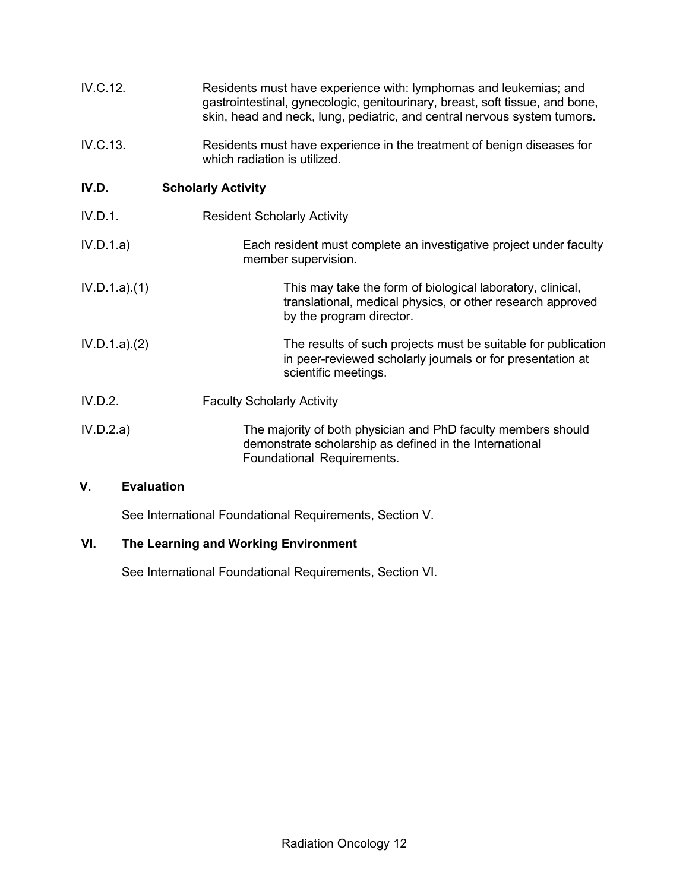IV.C.12. Residents must have experience with: lymphomas and leukemias; and gastrointestinal, gynecologic, genitourinary, breast, soft tissue, and bone, skin, head and neck, lung, pediatric, and central nervous system tumors.

IV.C.13. Residents must have experience in the treatment of benign diseases for which radiation is utilized.

**IV.D. Scholarly Activity**

IV.D.1. Resident Scholarly Activity

IV.D.1.a) Each resident must complete an investigative project under faculty member supervision.

IV.D.1.a).(1) This may take the form of biological laboratory, clinical, translational, medical physics, or other research approved by the program director.

IV.D.1.a).(2) The results of such projects must be suitable for publication in peer-reviewed scholarly journals or for presentation at scientific meetings.

IV.D.2. Faculty Scholarly Activity

IV.D.2.a) The majority of both physician and PhD faculty members should demonstrate scholarship as defined in the International Foundational Requirements.

## V. Evaluation

See International Foundational Requirements, Section V.

## VI. The Learning and Working Environment

See International Foundational Requirements, Section VI.